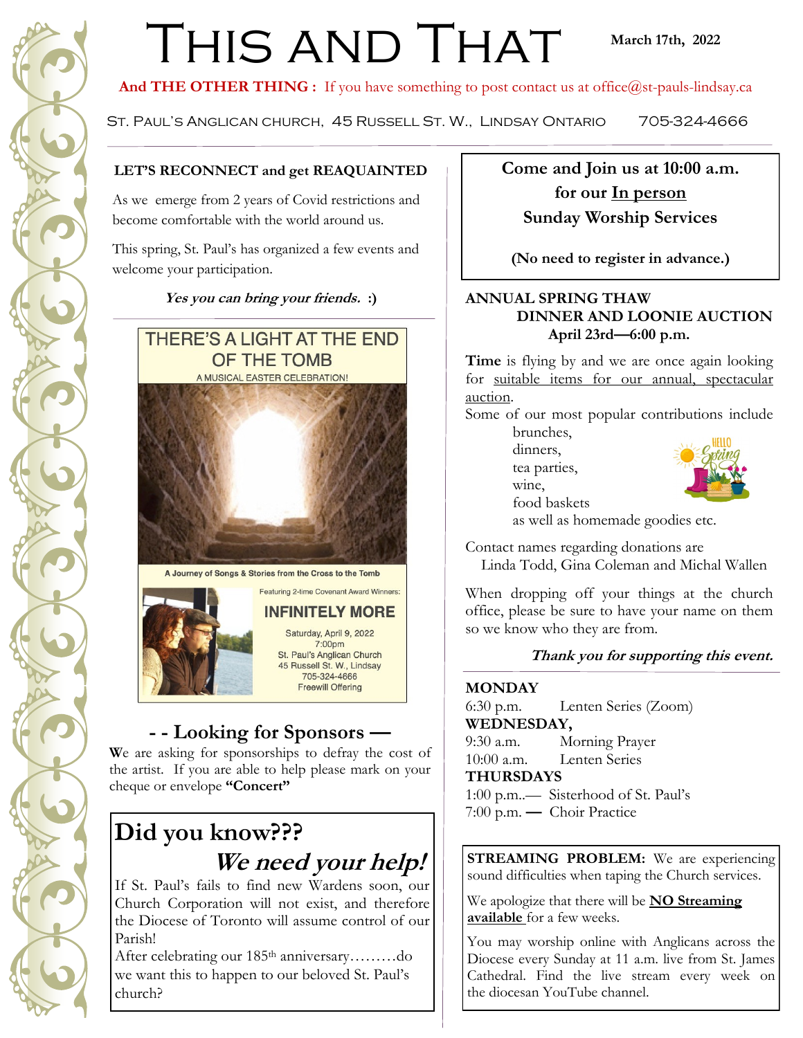# This and That

**March 17th, 2022**

**And THE OTHER THING :** If you have something to post contact us at office@st-pauls-lindsay.ca

St. Paul's Anglican church, 45 Russell St. W., Lindsay Ontario 705-324-4666

---

**LET'S RECONNECT and get REAQUAINTED**

As we emerge from 2 years of Covid restrictions and become comfortable with the world around us.

This spring, St. Paul's has organized a few events and welcome your participation.

***Yes you can bring your friends.* :)**

THERE'S A LIGHT AT THE END OF THE TOMB

A MUSICAL EASTER CELEBRATION!

A Journey of Songs & Stories from the Cross to the Tomb

Featuring 2-time Covenant Award Winners:

**INFINITELY MORE**

Saturday, April 9, 2022
7:00pm
St. Paul's Anglican Church
45 Russell St. W., Lindsay
705-324-4666
Freewill Offering

## - - Looking for Sponsors —

**W**e are asking for sponsorships to defray the cost of the artist. If you are able to help please mark on your cheque or envelope **"Concert"**

## Did you know???

## *We need your help!*

If St. Paul's fails to find new Wardens soon, our Church Corporation will not exist, and therefore the Diocese of Toronto will assume control of our Parish!

After celebrating our 185th anniversary………do we want this to happen to our beloved St. Paul's church?

---

**Come and Join us at 10:00 a.m. for our In person Sunday Worship Services**

**(No need to register in advance.)**

**ANNUAL SPRING THAW DINNER AND LOONIE AUCTION**
**April 23rd—6:00 p.m.**

**Time** is flying by and we are once again looking for suitable items for our annual, spectacular auction.

Some of our most popular contributions include
- brunches,
- dinners,
- tea parties,
- wine,
- food baskets
- as well as homemade goodies etc.

Contact names regarding donations are
Linda Todd, Gina Coleman and Michal Wallen

When dropping off your things at the church office, please be sure to have your name on them so we know who they are from.

***Thank you for supporting this event.***

**MONDAY**
6:30 p.m. Lenten Series (Zoom)

**WEDNESDAY,**
9:30 a.m. Morning Prayer
10:00 a.m. Lenten Series

**THURSDAYS**
1:00 p.m..— Sisterhood of St. Paul's
7:00 p.m. — Choir Practice

**STREAMING PROBLEM:** We are experiencing sound difficulties when taping the Church services.

We apologize that there will be **NO Streaming available** for a few weeks.

You may worship online with Anglicans across the Diocese every Sunday at 11 a.m. live from St. James Cathedral. Find the live stream every week on the diocesan YouTube channel.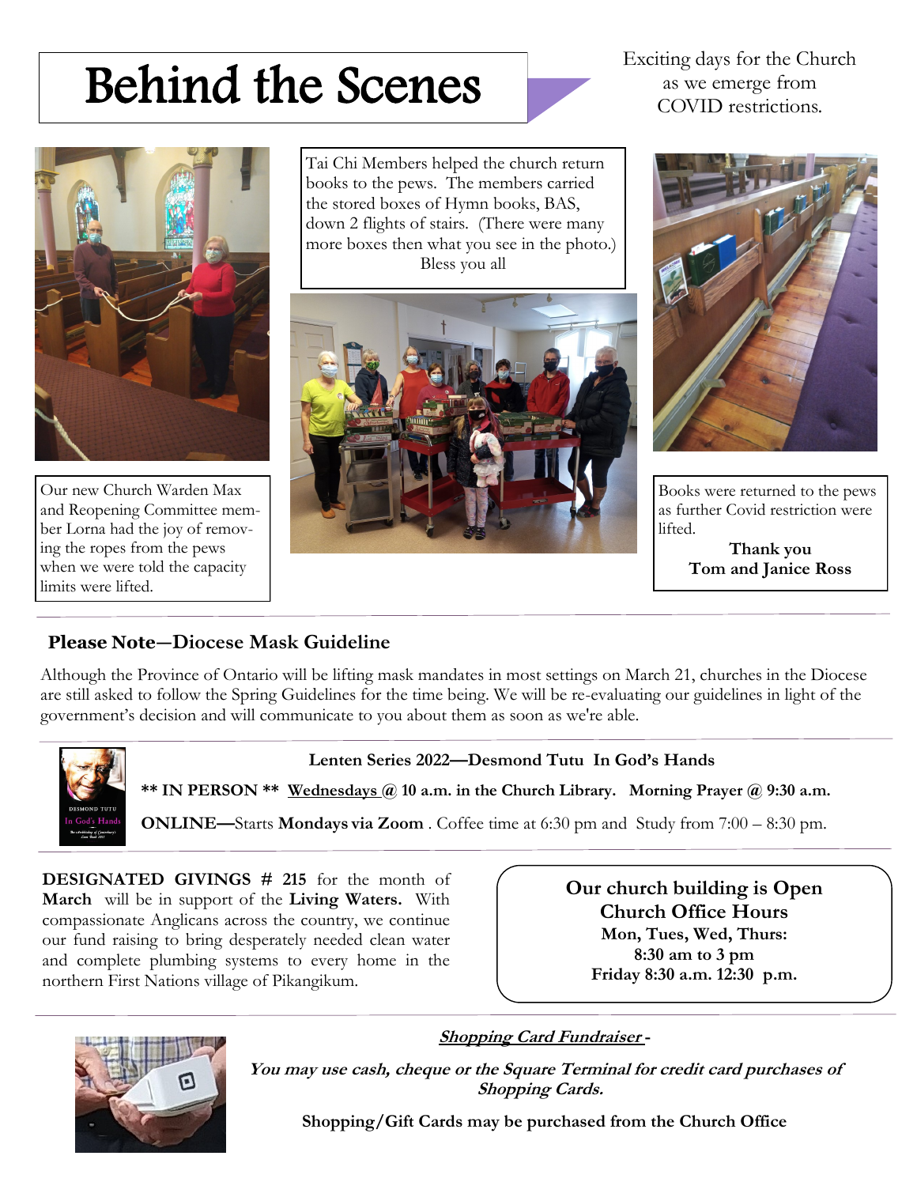# Behind the Scenes

Exciting days for the Church as we emerge from COVID restrictions.

Our new Church Warden Max and Reopening Committee member Lorna had the joy of removing the ropes from the pews when we were told the capacity limits were lifted.

Tai Chi Members helped the church return books to the pews. The members carried the stored boxes of Hymn books, BAS, down 2 flights of stairs. (There were many more boxes then what you see in the photo.)
Bless you all

Books were returned to the pews as further Covid restriction were lifted.

**Thank you**
**Tom and Janice Ross**

---

## Please Note—Diocese Mask Guideline

Although the Province of Ontario will be lifting mask mandates in most settings on March 21, churches in the Diocese are still asked to follow the Spring Guidelines for the time being. We will be re-evaluating our guidelines in light of the government's decision and will communicate to you about them as soon as we're able.

---

**Lenten Series 2022—Desmond Tutu In God's Hands**

**\*\* IN PERSON \*\*** **Wednesdays @ 10 a.m. in the Church Library. Morning Prayer @ 9:30 a.m.**

**ONLINE—**Starts **Mondays via Zoom** . Coffee time at 6:30 pm and Study from 7:00 – 8:30 pm.

---

**DESIGNATED GIVINGS # 215** for the month of **March** will be in support of the **Living Waters.** With compassionate Anglicans across the country, we continue our fund raising to bring desperately needed clean water and complete plumbing systems to every home in the northern First Nations village of Pikangikum.

**Our church building is Open**
**Church Office Hours**
**Mon, Tues, Wed, Thurs:**
**8:30 am to 3 pm**
**Friday 8:30 a.m. 12:30 p.m.**

---

***Shopping Card Fundraiser -***

***You may use cash, cheque or the Square Terminal for credit card purchases of Shopping Cards.***

**Shopping/Gift Cards may be purchased from the Church Office**